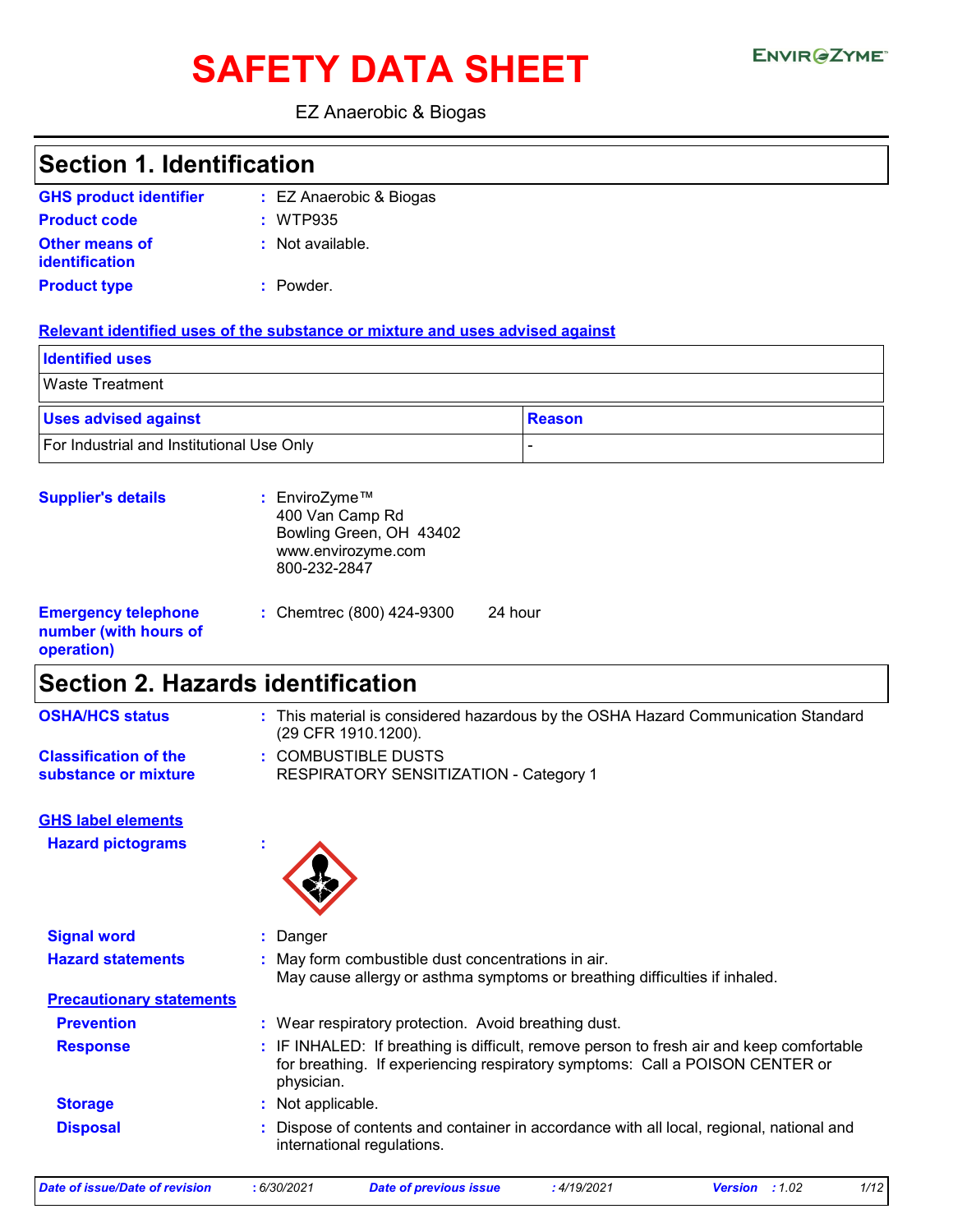# SAFETY DATA SHEET

EnvirOZyme™

EZ Anaerobic & Biogas

## Section 1. Identification

**GHS product identifier** : EZ Anaerobic & Biogas

**Product code** : WTP935

**Other means of identification** : Not available.

**Product type** : Powder.

**Relevant identified uses of the substance or mixture and uses advised against**

| Identified uses | |
|---|---|
| Waste Treatment | |

| Uses advised against | Reason |
|---|---|
| For Industrial and Institutional Use Only | - |

**Supplier's details** : EnviroZyme™
400 Van Camp Rd
Bowling Green, OH 43402
www.envirozyme.com
800-232-2847

**Emergency telephone number (with hours of operation)** : Chemtrec (800) 424-9300 24 hour

## Section 2. Hazards identification

**OSHA/HCS status** : This material is considered hazardous by the OSHA Hazard Communication Standard (29 CFR 1910.1200).

**Classification of the substance or mixture** : COMBUSTIBLE DUSTS
RESPIRATORY SENSITIZATION - Category 1

**GHS label elements**

**Hazard pictograms** :

**Signal word** : Danger

**Hazard statements** : May form combustible dust concentrations in air.
May cause allergy or asthma symptoms or breathing difficulties if inhaled.

**Precautionary statements**

**Prevention** : Wear respiratory protection. Avoid breathing dust.

**Response** : IF INHALED: If breathing is difficult, remove person to fresh air and keep comfortable for breathing. If experiencing respiratory symptoms: Call a POISON CENTER or physician.

**Storage** : Not applicable.

**Disposal** : Dispose of contents and container in accordance with all local, regional, national and international regulations.

*Date of issue/Date of revision* : 6/30/2021 *Date of previous issue* : 4/19/2021 *Version* : 1.02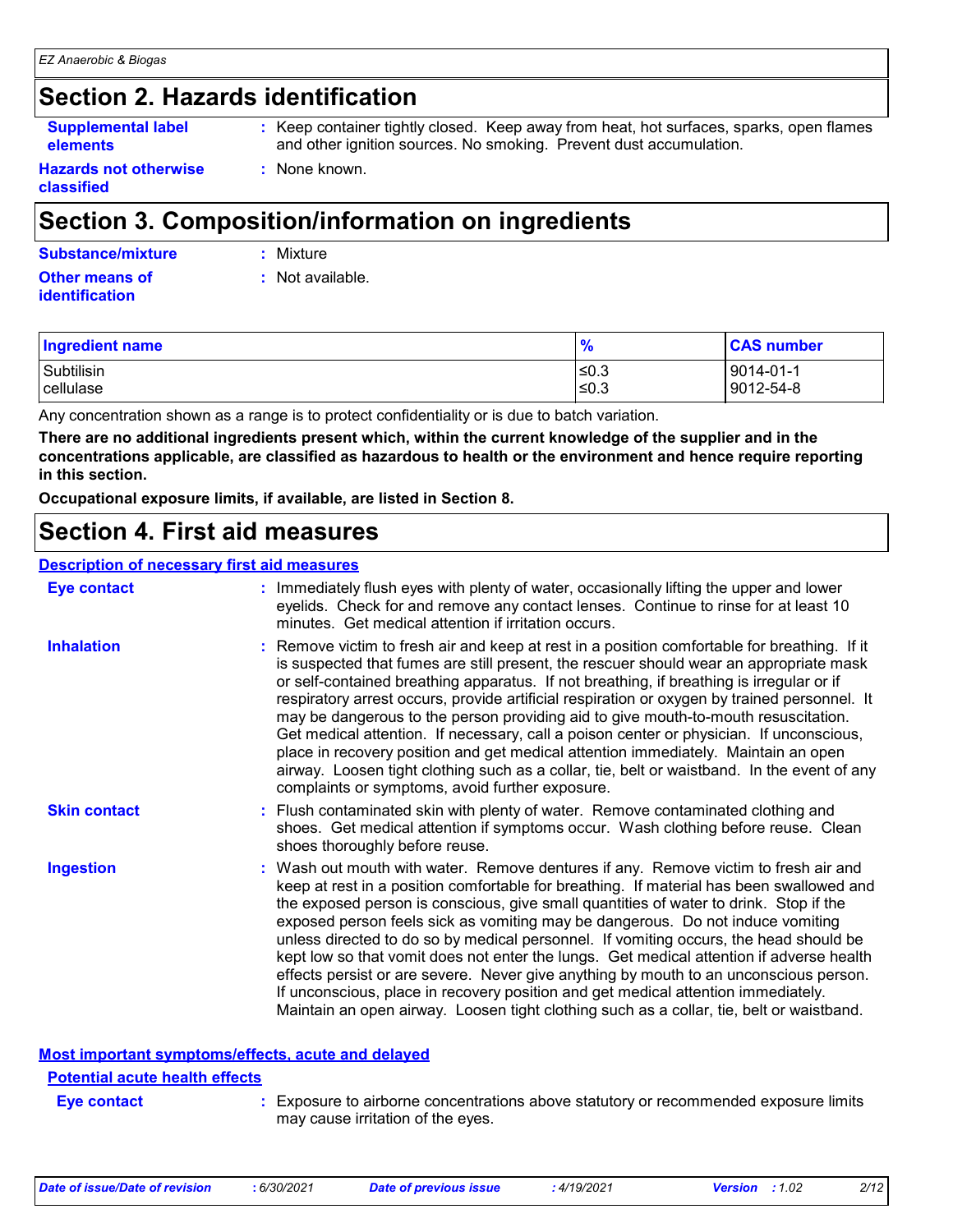## Section 2. Hazards identification

**Supplemental label elements** : Keep container tightly closed. Keep away from heat, hot surfaces, sparks, open flames and other ignition sources. No smoking. Prevent dust accumulation.

**Hazards not otherwise classified** : None known.

## Section 3. Composition/information on ingredients

**Substance/mixture** : Mixture

**Other means of identification** : Not available.

| Ingredient name | % | CAS number |
|---|---|---|
| Subtilisin | ≤0.3 | 9014-01-1 |
| cellulase | ≤0.3 | 9012-54-8 |

Any concentration shown as a range is to protect confidentiality or is due to batch variation.

**There are no additional ingredients present which, within the current knowledge of the supplier and in the concentrations applicable, are classified as hazardous to health or the environment and hence require reporting in this section.**

**Occupational exposure limits, if available, are listed in Section 8.**

## Section 4. First aid measures

### Description of necessary first aid measures

**Eye contact** : Immediately flush eyes with plenty of water, occasionally lifting the upper and lower eyelids. Check for and remove any contact lenses. Continue to rinse for at least 10 minutes. Get medical attention if irritation occurs.

**Inhalation** : Remove victim to fresh air and keep at rest in a position comfortable for breathing. If it is suspected that fumes are still present, the rescuer should wear an appropriate mask or self-contained breathing apparatus. If not breathing, if breathing is irregular or if respiratory arrest occurs, provide artificial respiration or oxygen by trained personnel. It may be dangerous to the person providing aid to give mouth-to-mouth resuscitation. Get medical attention. If necessary, call a poison center or physician. If unconscious, place in recovery position and get medical attention immediately. Maintain an open airway. Loosen tight clothing such as a collar, tie, belt or waistband. In the event of any complaints or symptoms, avoid further exposure.

**Skin contact** : Flush contaminated skin with plenty of water. Remove contaminated clothing and shoes. Get medical attention if symptoms occur. Wash clothing before reuse. Clean shoes thoroughly before reuse.

**Ingestion** : Wash out mouth with water. Remove dentures if any. Remove victim to fresh air and keep at rest in a position comfortable for breathing. If material has been swallowed and the exposed person is conscious, give small quantities of water to drink. Stop if the exposed person feels sick as vomiting may be dangerous. Do not induce vomiting unless directed to do so by medical personnel. If vomiting occurs, the head should be kept low so that vomit does not enter the lungs. Get medical attention if adverse health effects persist or are severe. Never give anything by mouth to an unconscious person. If unconscious, place in recovery position and get medical attention immediately. Maintain an open airway. Loosen tight clothing such as a collar, tie, belt or waistband.

### Most important symptoms/effects, acute and delayed

#### Potential acute health effects

**Eye contact** : Exposure to airborne concentrations above statutory or recommended exposure limits may cause irritation of the eyes.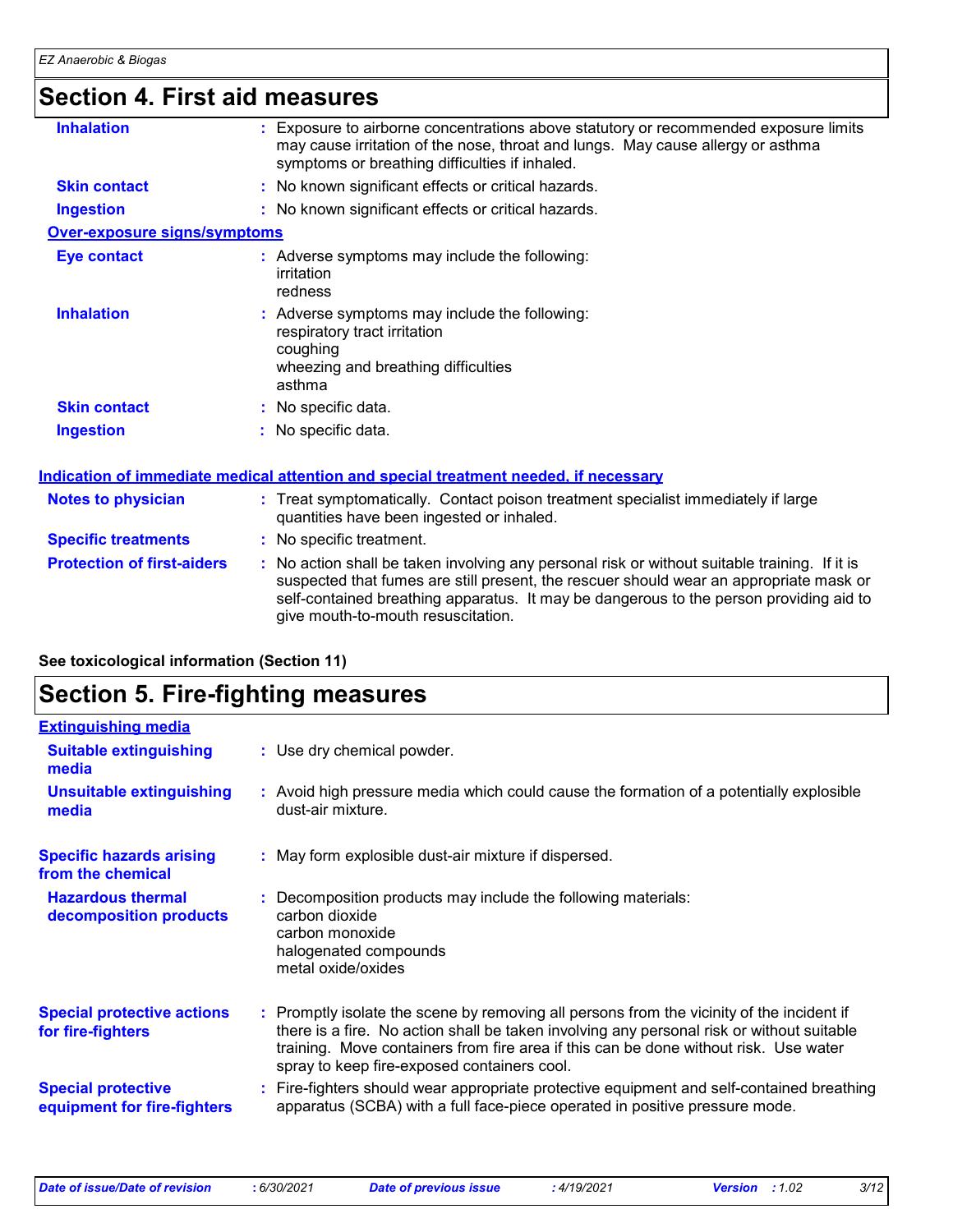## Section 4. First aid measures

**Inhalation** : Exposure to airborne concentrations above statutory or recommended exposure limits may cause irritation of the nose, throat and lungs. May cause allergy or asthma symptoms or breathing difficulties if inhaled.

**Skin contact** : No known significant effects or critical hazards.

**Ingestion** : No known significant effects or critical hazards.

### Over-exposure signs/symptoms

**Eye contact** : Adverse symptoms may include the following:
irritation
redness

**Inhalation** : Adverse symptoms may include the following:
respiratory tract irritation
coughing
wheezing and breathing difficulties
asthma

**Skin contact** : No specific data.

**Ingestion** : No specific data.

### Indication of immediate medical attention and special treatment needed, if necessary

**Notes to physician** : Treat symptomatically. Contact poison treatment specialist immediately if large quantities have been ingested or inhaled.

**Specific treatments** : No specific treatment.

**Protection of first-aiders** : No action shall be taken involving any personal risk or without suitable training. If it is suspected that fumes are still present, the rescuer should wear an appropriate mask or self-contained breathing apparatus. It may be dangerous to the person providing aid to give mouth-to-mouth resuscitation.

**See toxicological information (Section 11)**

## Section 5. Fire-fighting measures

### Extinguishing media

**Suitable extinguishing media** : Use dry chemical powder.

**Unsuitable extinguishing media** : Avoid high pressure media which could cause the formation of a potentially explosible dust-air mixture.

**Specific hazards arising from the chemical** : May form explosible dust-air mixture if dispersed.

**Hazardous thermal decomposition products** : Decomposition products may include the following materials:
carbon dioxide
carbon monoxide
halogenated compounds
metal oxide/oxides

**Special protective actions for fire-fighters** : Promptly isolate the scene by removing all persons from the vicinity of the incident if there is a fire. No action shall be taken involving any personal risk or without suitable training. Move containers from fire area if this can be done without risk. Use water spray to keep fire-exposed containers cool.

**Special protective equipment for fire-fighters** : Fire-fighters should wear appropriate protective equipment and self-contained breathing apparatus (SCBA) with a full face-piece operated in positive pressure mode.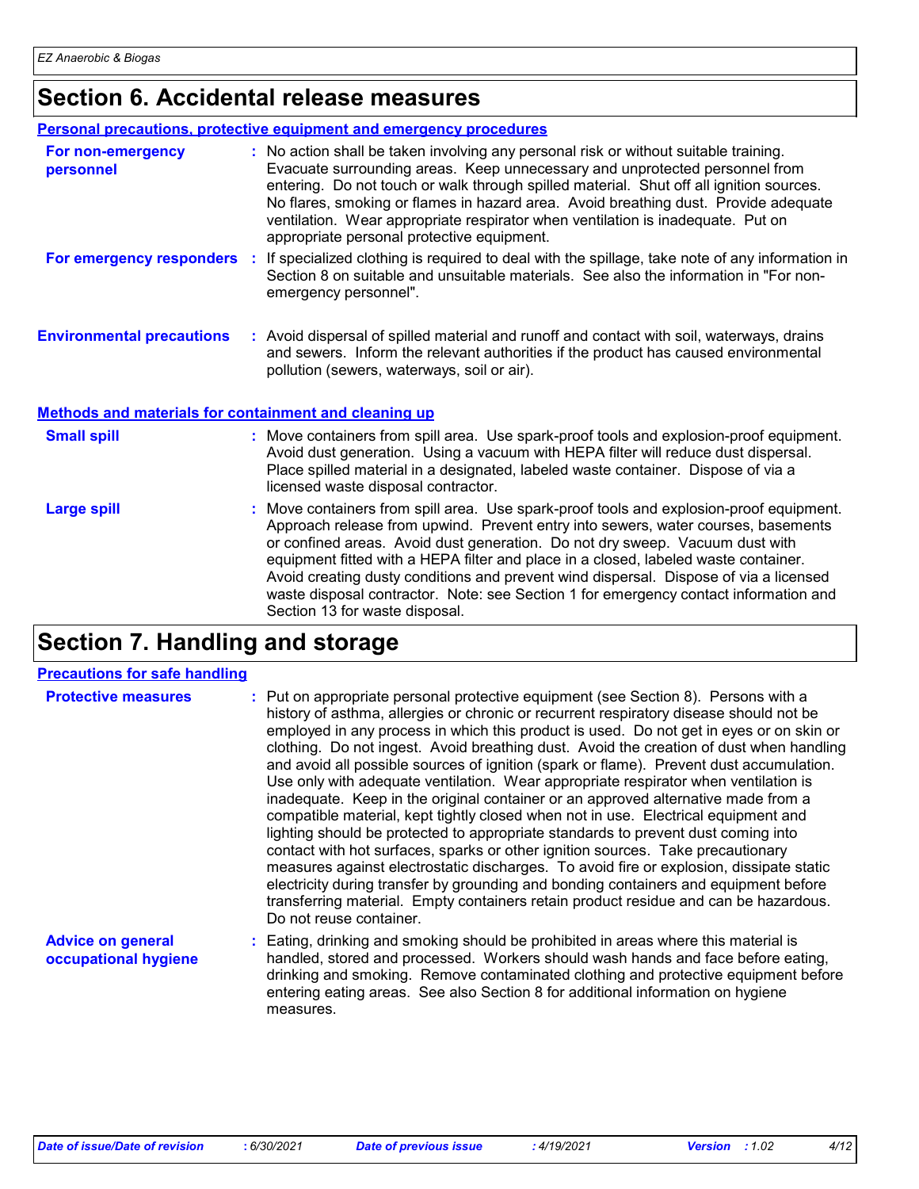## Section 6. Accidental release measures

### Personal precautions, protective equipment and emergency procedures

**For non-emergency personnel** : No action shall be taken involving any personal risk or without suitable training. Evacuate surrounding areas. Keep unnecessary and unprotected personnel from entering. Do not touch or walk through spilled material. Shut off all ignition sources. No flares, smoking or flames in hazard area. Avoid breathing dust. Provide adequate ventilation. Wear appropriate respirator when ventilation is inadequate. Put on appropriate personal protective equipment.

**For emergency responders** : If specialized clothing is required to deal with the spillage, take note of any information in Section 8 on suitable and unsuitable materials. See also the information in "For non-emergency personnel".

**Environmental precautions** : Avoid dispersal of spilled material and runoff and contact with soil, waterways, drains and sewers. Inform the relevant authorities if the product has caused environmental pollution (sewers, waterways, soil or air).

### Methods and materials for containment and cleaning up

**Small spill** : Move containers from spill area. Use spark-proof tools and explosion-proof equipment. Avoid dust generation. Using a vacuum with HEPA filter will reduce dust dispersal. Place spilled material in a designated, labeled waste container. Dispose of via a licensed waste disposal contractor.

**Large spill** : Move containers from spill area. Use spark-proof tools and explosion-proof equipment. Approach release from upwind. Prevent entry into sewers, water courses, basements or confined areas. Avoid dust generation. Do not dry sweep. Vacuum dust with equipment fitted with a HEPA filter and place in a closed, labeled waste container. Avoid creating dusty conditions and prevent wind dispersal. Dispose of via a licensed waste disposal contractor. Note: see Section 1 for emergency contact information and Section 13 for waste disposal.

## Section 7. Handling and storage

### Precautions for safe handling

**Protective measures** : Put on appropriate personal protective equipment (see Section 8). Persons with a history of asthma, allergies or chronic or recurrent respiratory disease should not be employed in any process in which this product is used. Do not get in eyes or on skin or clothing. Do not ingest. Avoid breathing dust. Avoid the creation of dust when handling and avoid all possible sources of ignition (spark or flame). Prevent dust accumulation. Use only with adequate ventilation. Wear appropriate respirator when ventilation is inadequate. Keep in the original container or an approved alternative made from a compatible material, kept tightly closed when not in use. Electrical equipment and lighting should be protected to appropriate standards to prevent dust coming into contact with hot surfaces, sparks or other ignition sources. Take precautionary measures against electrostatic discharges. To avoid fire or explosion, dissipate static electricity during transfer by grounding and bonding containers and equipment before transferring material. Empty containers retain product residue and can be hazardous. Do not reuse container.

**Advice on general occupational hygiene** : Eating, drinking and smoking should be prohibited in areas where this material is handled, stored and processed. Workers should wash hands and face before eating, drinking and smoking. Remove contaminated clothing and protective equipment before entering eating areas. See also Section 8 for additional information on hygiene measures.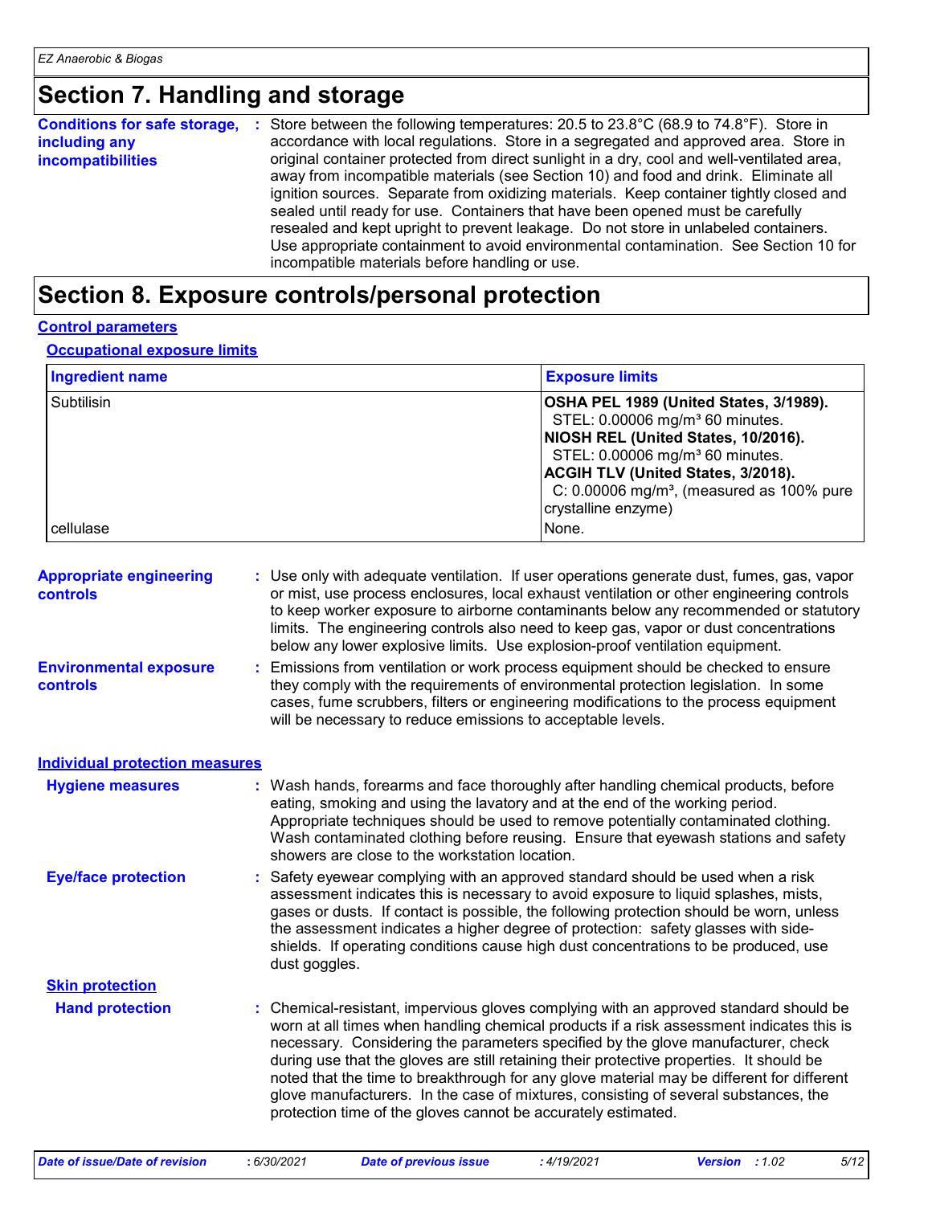## Section 7. Handling and storage

**Conditions for safe storage, including any incompatibilities** : Store between the following temperatures: 20.5 to 23.8°C (68.9 to 74.8°F). Store in accordance with local regulations. Store in a segregated and approved area. Store in original container protected from direct sunlight in a dry, cool and well-ventilated area, away from incompatible materials (see Section 10) and food and drink. Eliminate all ignition sources. Separate from oxidizing materials. Keep container tightly closed and sealed until ready for use. Containers that have been opened must be carefully resealed and kept upright to prevent leakage. Do not store in unlabeled containers. Use appropriate containment to avoid environmental contamination. See Section 10 for incompatible materials before handling or use.

## Section 8. Exposure controls/personal protection

### Control parameters

#### Occupational exposure limits

| Ingredient name | Exposure limits |
|---|---|
| Subtilisin | **OSHA PEL 1989 (United States, 3/1989).**<br>STEL: 0.00006 mg/m³ 60 minutes.<br>**NIOSH REL (United States, 10/2016).**<br>STEL: 0.00006 mg/m³ 60 minutes.<br>**ACGIH TLV (United States, 3/2018).**<br>C: 0.00006 mg/m³, (measured as 100% pure crystalline enzyme) |
| cellulase | None. |

**Appropriate engineering controls** : Use only with adequate ventilation. If user operations generate dust, fumes, gas, vapor or mist, use process enclosures, local exhaust ventilation or other engineering controls to keep worker exposure to airborne contaminants below any recommended or statutory limits. The engineering controls also need to keep gas, vapor or dust concentrations below any lower explosive limits. Use explosion-proof ventilation equipment.

**Environmental exposure controls** : Emissions from ventilation or work process equipment should be checked to ensure they comply with the requirements of environmental protection legislation. In some cases, fume scrubbers, filters or engineering modifications to the process equipment will be necessary to reduce emissions to acceptable levels.

### Individual protection measures

**Hygiene measures** : Wash hands, forearms and face thoroughly after handling chemical products, before eating, smoking and using the lavatory and at the end of the working period. Appropriate techniques should be used to remove potentially contaminated clothing. Wash contaminated clothing before reusing. Ensure that eyewash stations and safety showers are close to the workstation location.

**Eye/face protection** : Safety eyewear complying with an approved standard should be used when a risk assessment indicates this is necessary to avoid exposure to liquid splashes, mists, gases or dusts. If contact is possible, the following protection should be worn, unless the assessment indicates a higher degree of protection: safety glasses with side-shields. If operating conditions cause high dust concentrations to be produced, use dust goggles.

#### Skin protection

**Hand protection** : Chemical-resistant, impervious gloves complying with an approved standard should be worn at all times when handling chemical products if a risk assessment indicates this is necessary. Considering the parameters specified by the glove manufacturer, check during use that the gloves are still retaining their protective properties. It should be noted that the time to breakthrough for any glove material may be different for different glove manufacturers. In the case of mixtures, consisting of several substances, the protection time of the gloves cannot be accurately estimated.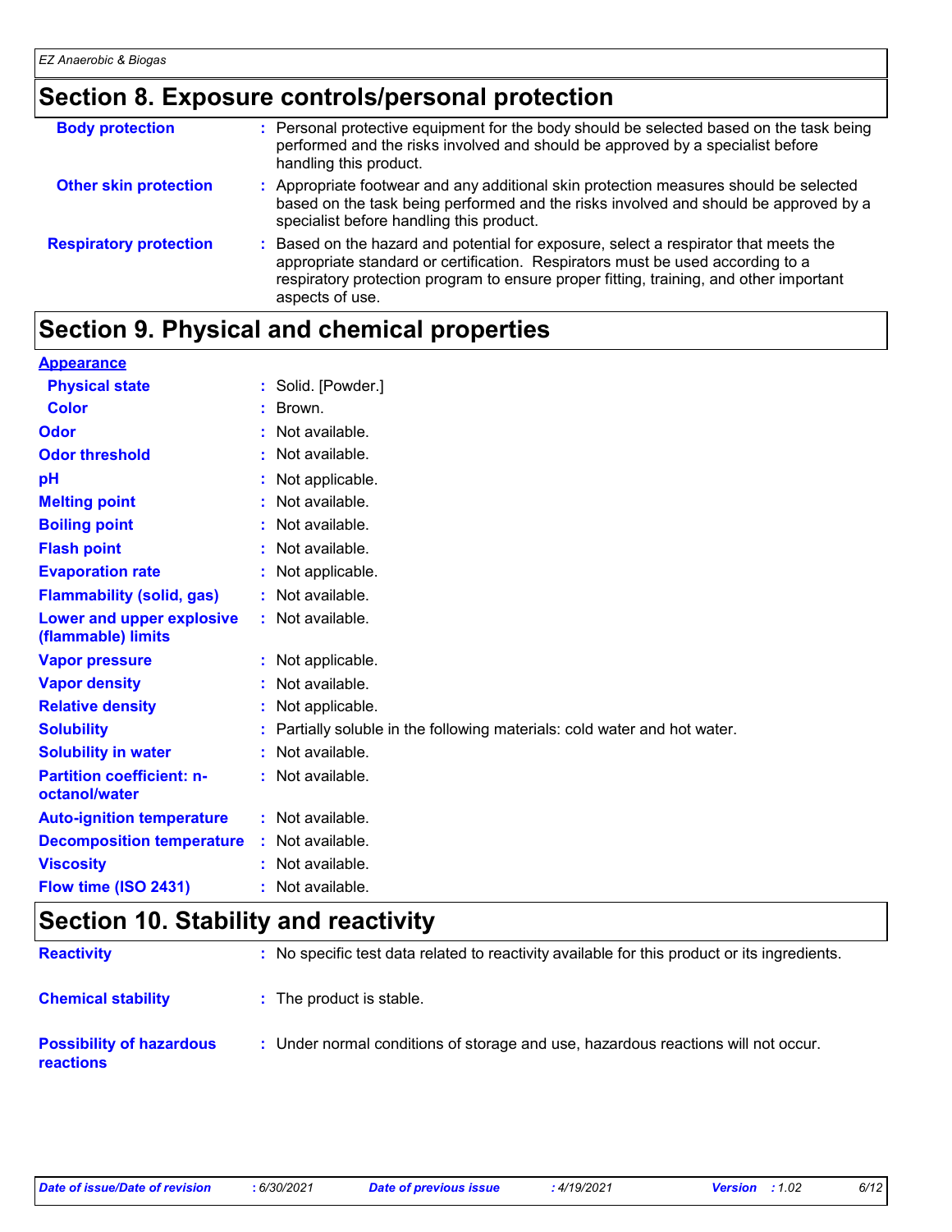## Section 8. Exposure controls/personal protection

| | |
|---|---|
| **Body protection** | : Personal protective equipment for the body should be selected based on the task being performed and the risks involved and should be approved by a specialist before handling this product. |
| **Other skin protection** | : Appropriate footwear and any additional skin protection measures should be selected based on the task being performed and the risks involved and should be approved by a specialist before handling this product. |
| **Respiratory protection** | : Based on the hazard and potential for exposure, select a respirator that meets the appropriate standard or certification. Respirators must be used according to a respiratory protection program to ensure proper fitting, training, and other important aspects of use. |

## Section 9. Physical and chemical properties

**Appearance**

| | |
|---|---|
| **Physical state** | : Solid. [Powder.] |
| **Color** | : Brown. |
| **Odor** | : Not available. |
| **Odor threshold** | : Not available. |
| **pH** | : Not applicable. |
| **Melting point** | : Not available. |
| **Boiling point** | : Not available. |
| **Flash point** | : Not available. |
| **Evaporation rate** | : Not applicable. |
| **Flammability (solid, gas)** | : Not available. |
| **Lower and upper explosive (flammable) limits** | : Not available. |
| **Vapor pressure** | : Not applicable. |
| **Vapor density** | : Not available. |
| **Relative density** | : Not applicable. |
| **Solubility** | : Partially soluble in the following materials: cold water and hot water. |
| **Solubility in water** | : Not available. |
| **Partition coefficient: n-octanol/water** | : Not available. |
| **Auto-ignition temperature** | : Not available. |
| **Decomposition temperature** | : Not available. |
| **Viscosity** | : Not available. |
| **Flow time (ISO 2431)** | : Not available. |

## Section 10. Stability and reactivity

| | |
|---|---|
| **Reactivity** | : No specific test data related to reactivity available for this product or its ingredients. |
| **Chemical stability** | : The product is stable. |
| **Possibility of hazardous reactions** | : Under normal conditions of storage and use, hazardous reactions will not occur. |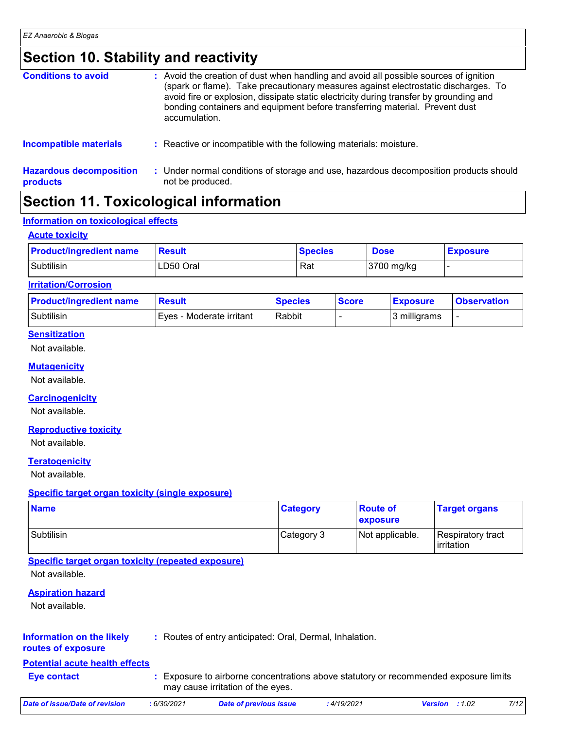# Section 10. Stability and reactivity

**Conditions to avoid** : Avoid the creation of dust when handling and avoid all possible sources of ignition (spark or flame). Take precautionary measures against electrostatic discharges. To avoid fire or explosion, dissipate static electricity during transfer by grounding and bonding containers and equipment before transferring material. Prevent dust accumulation.

**Incompatible materials** : Reactive or incompatible with the following materials: moisture.

**Hazardous decomposition products** : Under normal conditions of storage and use, hazardous decomposition products should not be produced.

# Section 11. Toxicological information

## Information on toxicological effects

### Acute toxicity

| Product/ingredient name | Result | Species | Dose | Exposure |
|---|---|---|---|---|
| Subtilisin | LD50 Oral | Rat | 3700 mg/kg | - |

### Irritation/Corrosion

| Product/ingredient name | Result | Species | Score | Exposure | Observation |
|---|---|---|---|---|---|
| Subtilisin | Eyes - Moderate irritant | Rabbit | - | 3 milligrams | - |

### Sensitization

Not available.

### Mutagenicity

Not available.

### Carcinogenicity

Not available.

### Reproductive toxicity

Not available.

### Teratogenicity

Not available.

### Specific target organ toxicity (single exposure)

| Name | Category | Route of exposure | Target organs |
|---|---|---|---|
| Subtilisin | Category 3 | Not applicable. | Respiratory tract irritation |

### Specific target organ toxicity (repeated exposure)

Not available.

### Aspiration hazard

Not available.

**Information on the likely routes of exposure** : Routes of entry anticipated: Oral, Dermal, Inhalation.

## Potential acute health effects

**Eye contact** : Exposure to airborne concentrations above statutory or recommended exposure limits may cause irritation of the eyes.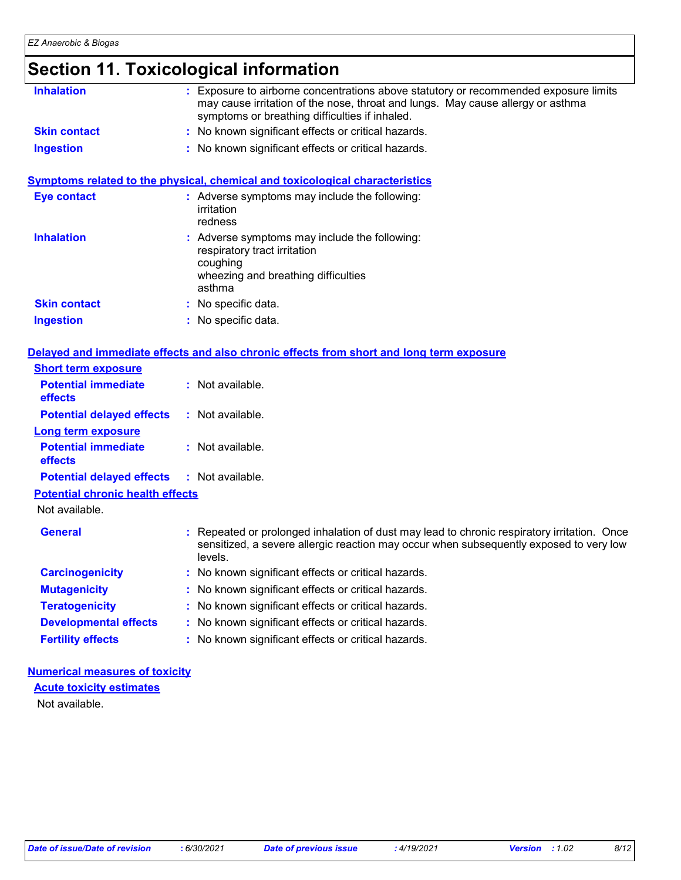# Section 11. Toxicological information

| | |
|---|---|
| **Inhalation** | : Exposure to airborne concentrations above statutory or recommended exposure limits may cause irritation of the nose, throat and lungs. May cause allergy or asthma symptoms or breathing difficulties if inhaled. |
| **Skin contact** | : No known significant effects or critical hazards. |
| **Ingestion** | : No known significant effects or critical hazards. |

## Symptoms related to the physical, chemical and toxicological characteristics

| | |
|---|---|
| **Eye contact** | : Adverse symptoms may include the following:<br>irritation<br>redness |
| **Inhalation** | : Adverse symptoms may include the following:<br>respiratory tract irritation<br>coughing<br>wheezing and breathing difficulties<br>asthma |
| **Skin contact** | : No specific data. |
| **Ingestion** | : No specific data. |

## Delayed and immediate effects and also chronic effects from short and long term exposure

### Short term exposure

| | |
|---|---|
| **Potential immediate effects** | : Not available. |
| **Potential delayed effects** | : Not available. |

### Long term exposure

| | |
|---|---|
| **Potential immediate effects** | : Not available. |
| **Potential delayed effects** | : Not available. |

### Potential chronic health effects

Not available.

| | |
|---|---|
| **General** | : Repeated or prolonged inhalation of dust may lead to chronic respiratory irritation. Once sensitized, a severe allergic reaction may occur when subsequently exposed to very low levels. |
| **Carcinogenicity** | : No known significant effects or critical hazards. |
| **Mutagenicity** | : No known significant effects or critical hazards. |
| **Teratogenicity** | : No known significant effects or critical hazards. |
| **Developmental effects** | : No known significant effects or critical hazards. |
| **Fertility effects** | : No known significant effects or critical hazards. |

## Numerical measures of toxicity

### Acute toxicity estimates

Not available.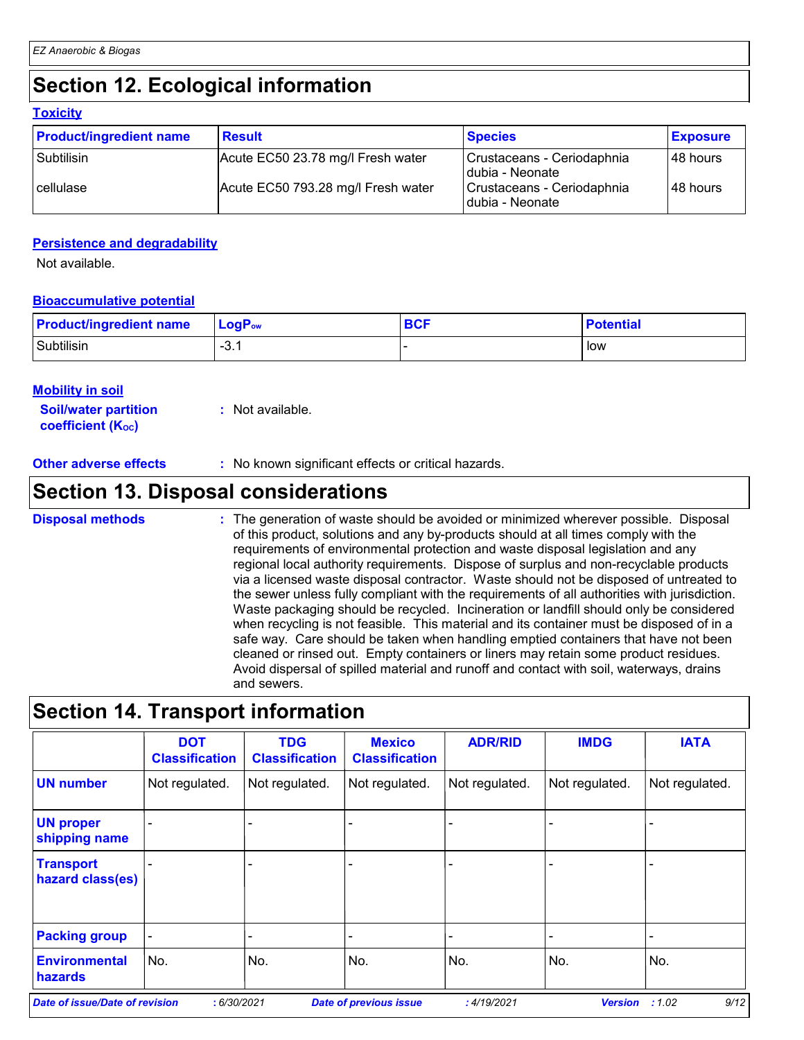## Section 12. Ecological information

### Toxicity

| Product/ingredient name | Result | Species | Exposure |
|---|---|---|---|
| Subtilisin | Acute EC50 23.78 mg/l Fresh water | Crustaceans - Ceriodaphnia dubia - Neonate | 48 hours |
| cellulase | Acute EC50 793.28 mg/l Fresh water | Crustaceans - Ceriodaphnia dubia - Neonate | 48 hours |

### Persistence and degradability

Not available.

### Bioaccumulative potential

| Product/ingredient name | $LogP_{ow}$ | BCF | Potential |
|---|---|---|---|
| Subtilisin | -3.1 | - | low |

### Mobility in soil

**Soil/water partition coefficient ($K_{OC}$)** : Not available.

**Other adverse effects** : No known significant effects or critical hazards.

## Section 13. Disposal considerations

**Disposal methods** : The generation of waste should be avoided or minimized wherever possible. Disposal of this product, solutions and any by-products should at all times comply with the requirements of environmental protection and waste disposal legislation and any regional local authority requirements. Dispose of surplus and non-recyclable products via a licensed waste disposal contractor. Waste should not be disposed of untreated to the sewer unless fully compliant with the requirements of all authorities with jurisdiction. Waste packaging should be recycled. Incineration or landfill should only be considered when recycling is not feasible. This material and its container must be disposed of in a safe way. Care should be taken when handling emptied containers that have not been cleaned or rinsed out. Empty containers or liners may retain some product residues. Avoid dispersal of spilled material and runoff and contact with soil, waterways, drains and sewers.

## Section 14. Transport information

| | DOT Classification | TDG Classification | Mexico Classification | ADR/RID | IMDG | IATA |
|---|---|---|---|---|---|---|
| UN number | Not regulated. | Not regulated. | Not regulated. | Not regulated. | Not regulated. | Not regulated. |
| UN proper shipping name | - | - | - | - | - | - |
| Transport hazard class(es) | - | - | - | - | - | - |
| Packing group | - | - | - | - | - | - |
| Environmental hazards | No. | No. | No. | No. | No. | No. |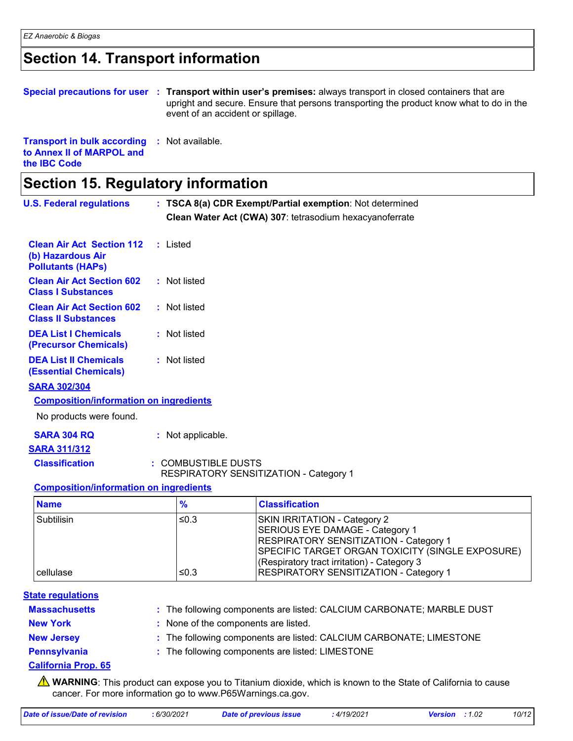## Section 14. Transport information

**Special precautions for user** : **Transport within user's premises:** always transport in closed containers that are upright and secure. Ensure that persons transporting the product know what to do in the event of an accident or spillage.

**Transport in bulk according to Annex II of MARPOL and the IBC Code** : Not available.

## Section 15. Regulatory information

**U.S. Federal regulations** : **TSCA 8(a) CDR Exempt/Partial exemption**: Not determined

**Clean Water Act (CWA) 307**: tetrasodium hexacyanoferrate

**Clean Air Act Section 112 (b) Hazardous Air Pollutants (HAPs)** : Listed

**Clean Air Act Section 602 Class I Substances** : Not listed

**Clean Air Act Section 602 Class II Substances** : Not listed

**DEA List I Chemicals (Precursor Chemicals)** : Not listed

**DEA List II Chemicals (Essential Chemicals)** : Not listed

**SARA 302/304**

**Composition/information on ingredients**

No products were found.

**SARA 304 RQ** : Not applicable.

**SARA 311/312**

**Classification** : COMBUSTIBLE DUSTS
RESPIRATORY SENSITIZATION - Category 1

**Composition/information on ingredients**

| Name | % | Classification |
|---|---|---|
| Subtilisin | ≤0.3 | SKIN IRRITATION - Category 2<br>SERIOUS EYE DAMAGE - Category 1<br>RESPIRATORY SENSITIZATION - Category 1<br>SPECIFIC TARGET ORGAN TOXICITY (SINGLE EXPOSURE) (Respiratory tract irritation) - Category 3 |
| cellulase | ≤0.3 | RESPIRATORY SENSITIZATION - Category 1 |

**State regulations**

**Massachusetts** : The following components are listed: CALCIUM CARBONATE; MARBLE DUST

**New York** : None of the components are listed.

**New Jersey** : The following components are listed: CALCIUM CARBONATE; LIMESTONE

**Pennsylvania** : The following components are listed: LIMESTONE

**California Prop. 65**

⚠ **WARNING**: This product can expose you to Titanium dioxide, which is known to the State of California to cause cancer. For more information go to www.P65Warnings.ca.gov.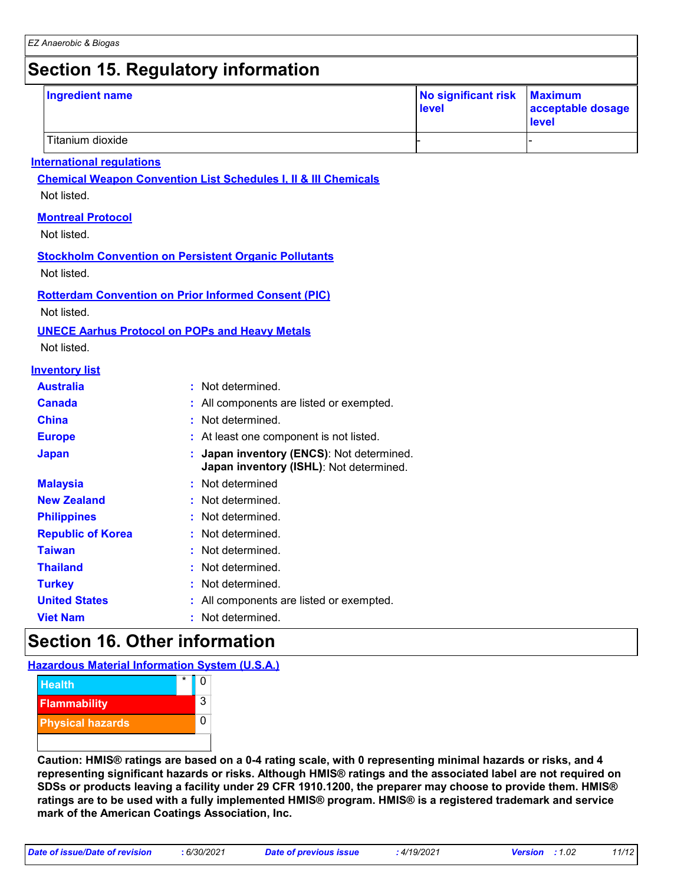# Section 15. Regulatory information

| Ingredient name | No significant risk level | Maximum acceptable dosage level |
|---|---|---|
| Titanium dioxide | - | - |

**International regulations**

**Chemical Weapon Convention List Schedules I, II & III Chemicals**

Not listed.

**Montreal Protocol**

Not listed.

**Stockholm Convention on Persistent Organic Pollutants**

Not listed.

**Rotterdam Convention on Prior Informed Consent (PIC)**

Not listed.

**UNECE Aarhus Protocol on POPs and Heavy Metals**

Not listed.

**Inventory list**

| | |
|---|---|
| **Australia** | : Not determined. |
| **Canada** | : All components are listed or exempted. |
| **China** | : Not determined. |
| **Europe** | : At least one component is not listed. |
| **Japan** | : **Japan inventory (ENCS)**: Not determined. **Japan inventory (ISHL)**: Not determined. |
| **Malaysia** | : Not determined |
| **New Zealand** | : Not determined. |
| **Philippines** | : Not determined. |
| **Republic of Korea** | : Not determined. |
| **Taiwan** | : Not determined. |
| **Thailand** | : Not determined. |
| **Turkey** | : Not determined. |
| **United States** | : All components are listed or exempted. |
| **Viet Nam** | : Not determined. |

# Section 16. Other information

**Hazardous Material Information System (U.S.A.)**

| | | |
|---|---|---|
| Health | * | 0 |
| Flammability | | 3 |
| Physical hazards | | 0 |

**Caution: HMIS® ratings are based on a 0-4 rating scale, with 0 representing minimal hazards or risks, and 4 representing significant hazards or risks. Although HMIS® ratings and the associated label are not required on SDSs or products leaving a facility under 29 CFR 1910.1200, the preparer may choose to provide them. HMIS® ratings are to be used with a fully implemented HMIS® program. HMIS® is a registered trademark and service mark of the American Coatings Association, Inc.**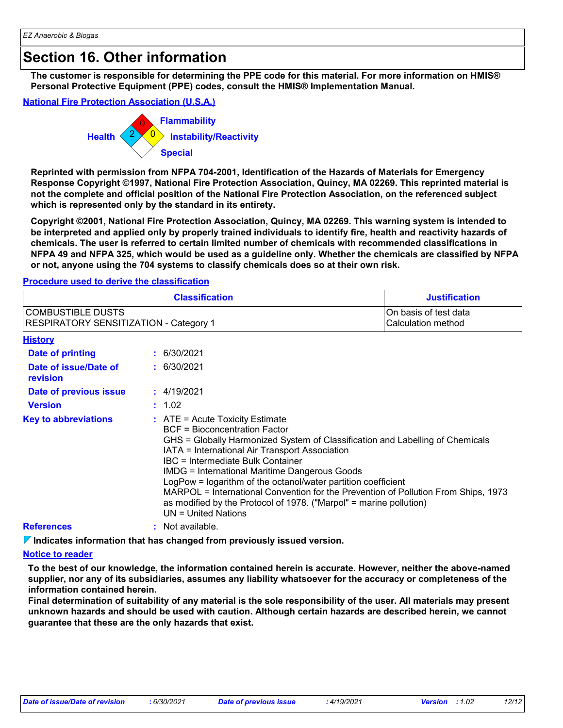# Section 16. Other information

**The customer is responsible for determining the PPE code for this material. For more information on HMIS® Personal Protective Equipment (PPE) codes, consult the HMIS® Implementation Manual.**

**National Fire Protection Association (U.S.A.)**

Flammability: 0
Health: 2
Instability/Reactivity: 0
Special

**Reprinted with permission from NFPA 704-2001, Identification of the Hazards of Materials for Emergency Response Copyright ©1997, National Fire Protection Association, Quincy, MA 02269. This reprinted material is not the complete and official position of the National Fire Protection Association, on the referenced subject which is represented only by the standard in its entirety.**

**Copyright ©2001, National Fire Protection Association, Quincy, MA 02269. This warning system is intended to be interpreted and applied only by properly trained individuals to identify fire, health and reactivity hazards of chemicals. The user is referred to certain limited number of chemicals with recommended classifications in NFPA 49 and NFPA 325, which would be used as a guideline only. Whether the chemicals are classified by NFPA or not, anyone using the 704 systems to classify chemicals does so at their own risk.**

**Procedure used to derive the classification**

| Classification | Justification |
|---|---|
| COMBUSTIBLE DUSTS<br>RESPIRATORY SENSITIZATION - Category 1 | On basis of test data<br>Calculation method |

**History**

**Date of printing** : 6/30/2021

**Date of issue/Date of revision** : 6/30/2021

**Date of previous issue** : 4/19/2021

**Version** : 1.02

**Key to abbreviations** :
ATE = Acute Toxicity Estimate
BCF = Bioconcentration Factor
GHS = Globally Harmonized System of Classification and Labelling of Chemicals
IATA = International Air Transport Association
IBC = Intermediate Bulk Container
IMDG = International Maritime Dangerous Goods
LogPow = logarithm of the octanol/water partition coefficient
MARPOL = International Convention for the Prevention of Pollution From Ships, 1973 as modified by the Protocol of 1978. ("Marpol" = marine pollution)
UN = United Nations

**References** : Not available.

**Indicates information that has changed from previously issued version.**

**Notice to reader**

**To the best of our knowledge, the information contained herein is accurate. However, neither the above-named supplier, nor any of its subsidiaries, assumes any liability whatsoever for the accuracy or completeness of the information contained herein.**

**Final determination of suitability of any material is the sole responsibility of the user. All materials may present unknown hazards and should be used with caution. Although certain hazards are described herein, we cannot guarantee that these are the only hazards that exist.**